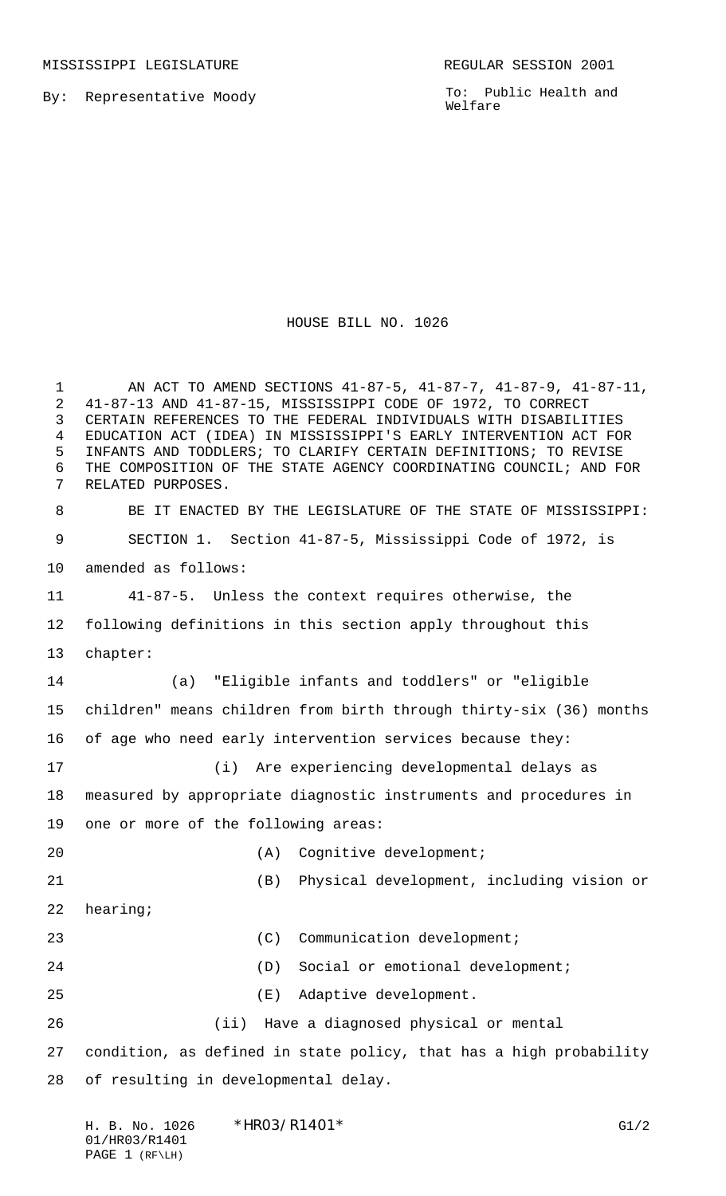MISSISSIPPI LEGISLATURE REGULAR SESSION 2001

By: Representative Moody

To: Public Health and Welfare

# HOUSE BILL NO. 1026

AN ACT TO AMEND SECTIONS 41-87-5, 41-87-7, 41-87-9, 41-87-11, 41-87-13 AND 41-87-15, MISSISSIPPI CODE OF 1972, TO CORRECT CERTAIN REFERENCES TO THE FEDERAL INDIVIDUALS WITH DISABILITIES EDUCATION ACT (IDEA) IN MISSISSIPPI'S EARLY INTERVENTION ACT FOR INFANTS AND TODDLERS; TO CLARIFY CERTAIN DEFINITIONS; TO REVISE THE COMPOSITION OF THE STATE AGENCY COORDINATING COUNCIL; AND FOR RELATED PURPOSES.

BE IT ENACTED BY THE LEGISLATURE OF THE STATE OF MISSISSIPPI:

SECTION 1. Section 41-87-5, Mississippi Code of 1972, is amended as follows:

41-87-5. Unless the context requires otherwise, the following definitions in this section apply throughout this chapter:

(a) "Eligible infants and toddlers" or "eligible children" means children from birth through thirty-six (36) months of age who need early intervention services because they:

(i) Are experiencing developmental delays as measured by appropriate diagnostic instruments and procedures in one or more of the following areas:

(A) Cognitive development;

(B) Physical development, including vision or hearing;

(C) Communication development;

(D) Social or emotional development;

(E) Adaptive development.

(ii) Have a diagnosed physical or mental condition, as defined in state policy, that has a high probability of resulting in developmental delay.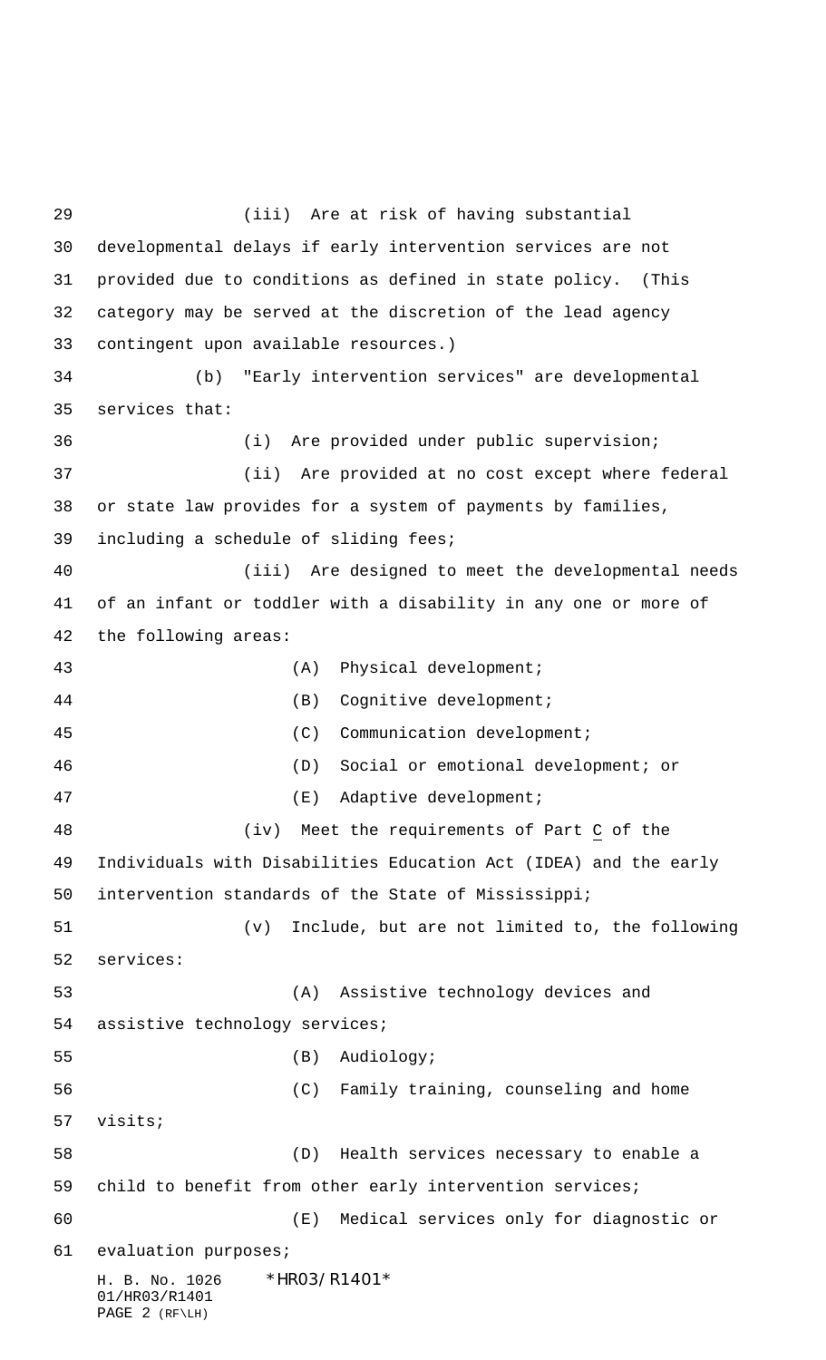(iii) Are at risk of having substantial developmental delays if early intervention services are not provided due to conditions as defined in state policy. (This category may be served at the discretion of the lead agency contingent upon available resources.)

(b) "Early intervention services" are developmental services that:

(i) Are provided under public supervision;

(ii) Are provided at no cost except where federal or state law provides for a system of payments by families, including a schedule of sliding fees;

(iii) Are designed to meet the developmental needs of an infant or toddler with a disability in any one or more of the following areas:

(A) Physical development;

(B) Cognitive development;

(C) Communication development;

(D) Social or emotional development; or

(E) Adaptive development;

(iv) Meet the requirements of Part C of the Individuals with Disabilities Education Act (IDEA) and the early intervention standards of the State of Mississippi;

(v) Include, but are not limited to, the following services:

(A) Assistive technology devices and assistive technology services;

(B) Audiology;

(C) Family training, counseling and home visits;

(D) Health services necessary to enable a child to benefit from other early intervention services;

(E) Medical services only for diagnostic or evaluation purposes;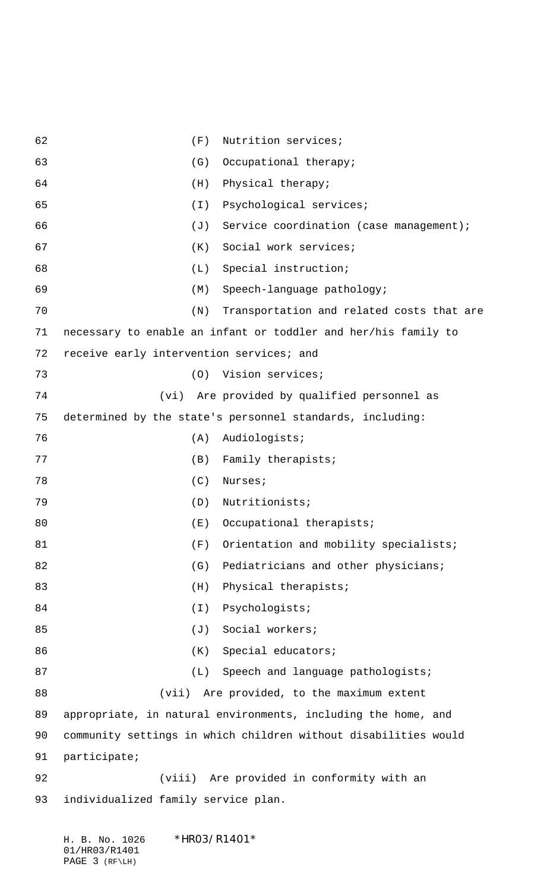(F) Nutrition services;

(G) Occupational therapy;

(H) Physical therapy;

(I) Psychological services;

(J) Service coordination (case management);

(K) Social work services;

(L) Special instruction;

(M) Speech-language pathology;

(N) Transportation and related costs that are necessary to enable an infant or toddler and her/his family to receive early intervention services; and

(O) Vision services;

(vi) Are provided by qualified personnel as determined by the state's personnel standards, including:

(A) Audiologists;

(B) Family therapists;

(C) Nurses;

(D) Nutritionists;

(E) Occupational therapists;

(F) Orientation and mobility specialists;

(G) Pediatricians and other physicians;

(H) Physical therapists;

(I) Psychologists;

(J) Social workers;

(K) Special educators;

(L) Speech and language pathologists;

(vii) Are provided, to the maximum extent appropriate, in natural environments, including the home, and community settings in which children without disabilities would participate;

(viii) Are provided in conformity with an individualized family service plan.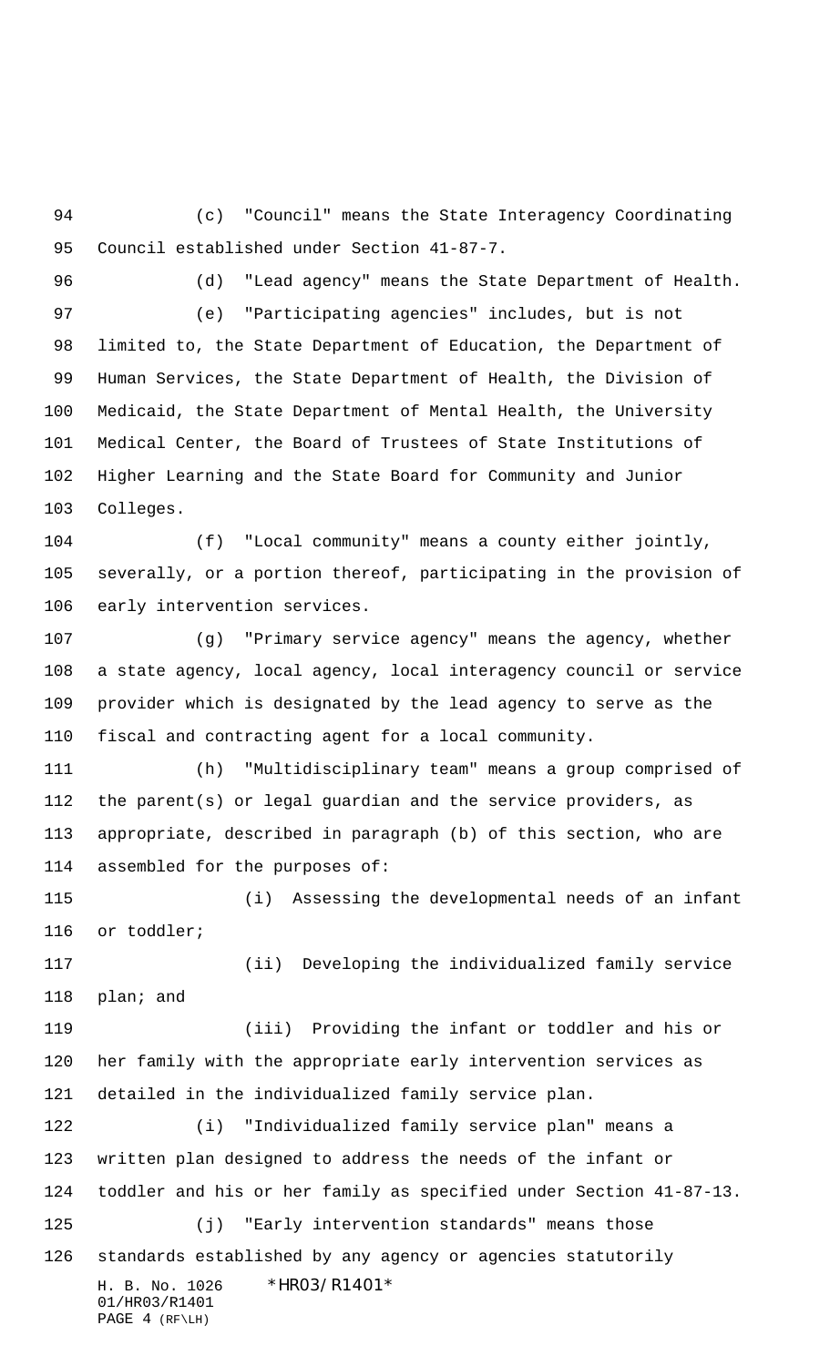(c) "Council" means the State Interagency Coordinating Council established under Section 41-87-7.

(d) "Lead agency" means the State Department of Health.

(e) "Participating agencies" includes, but is not limited to, the State Department of Education, the Department of Human Services, the State Department of Health, the Division of Medicaid, the State Department of Mental Health, the University Medical Center, the Board of Trustees of State Institutions of Higher Learning and the State Board for Community and Junior Colleges.

(f) "Local community" means a county either jointly, severally, or a portion thereof, participating in the provision of early intervention services.

(g) "Primary service agency" means the agency, whether a state agency, local agency, local interagency council or service provider which is designated by the lead agency to serve as the fiscal and contracting agent for a local community.

(h) "Multidisciplinary team" means a group comprised of the parent(s) or legal guardian and the service providers, as appropriate, described in paragraph (b) of this section, who are assembled for the purposes of:

(i) Assessing the developmental needs of an infant or toddler;

(ii) Developing the individualized family service plan; and

(iii) Providing the infant or toddler and his or her family with the appropriate early intervention services as detailed in the individualized family service plan.

(i) "Individualized family service plan" means a written plan designed to address the needs of the infant or toddler and his or her family as specified under Section 41-87-13.

(j) "Early intervention standards" means those standards established by any agency or agencies statutorily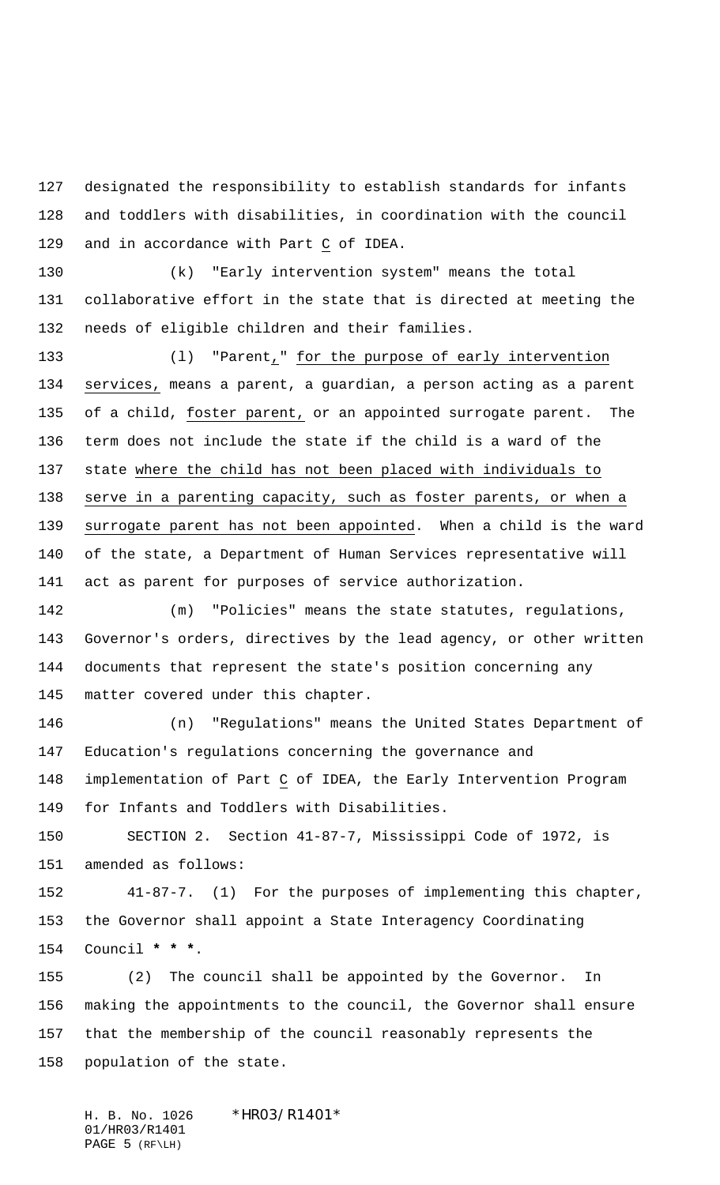designated the responsibility to establish standards for infants and toddlers with disabilities, in coordination with the council and in accordance with Part C of IDEA.

(k) "Early intervention system" means the total collaborative effort in the state that is directed at meeting the needs of eligible children and their families.

(l) "Parent," for the purpose of early intervention services, means a parent, a guardian, a person acting as a parent of a child, foster parent, or an appointed surrogate parent. The term does not include the state if the child is a ward of the state where the child has not been placed with individuals to serve in a parenting capacity, such as foster parents, or when a surrogate parent has not been appointed. When a child is the ward of the state, a Department of Human Services representative will act as parent for purposes of service authorization.

(m) "Policies" means the state statutes, regulations, Governor's orders, directives by the lead agency, or other written documents that represent the state's position concerning any matter covered under this chapter.

(n) "Regulations" means the United States Department of Education's regulations concerning the governance and implementation of Part C of IDEA, the Early Intervention Program for Infants and Toddlers with Disabilities.

SECTION 2. Section 41-87-7, Mississippi Code of 1972, is amended as follows:

41-87-7. (1) For the purposes of implementing this chapter, the Governor shall appoint a State Interagency Coordinating Council **\* \* \***.

(2) The council shall be appointed by the Governor. In making the appointments to the council, the Governor shall ensure that the membership of the council reasonably represents the population of the state.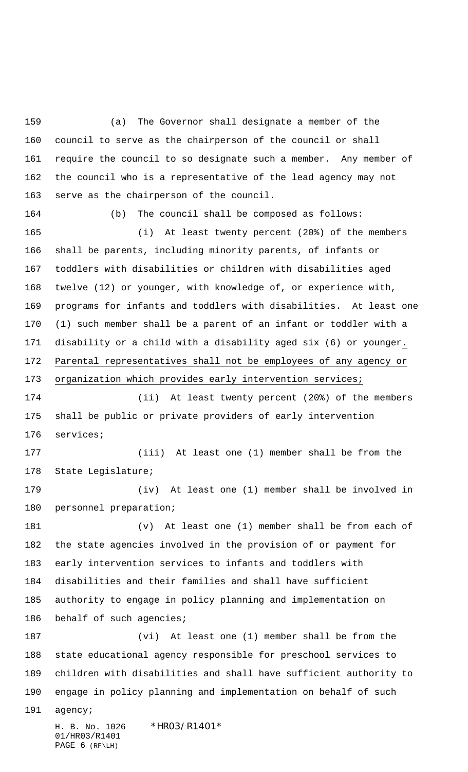(a) The Governor shall designate a member of the council to serve as the chairperson of the council or shall require the council to so designate such a member. Any member of the council who is a representative of the lead agency may not serve as the chairperson of the council.

(b) The council shall be composed as follows:

(i) At least twenty percent (20%) of the members shall be parents, including minority parents, of infants or toddlers with disabilities or children with disabilities aged twelve (12) or younger, with knowledge of, or experience with, programs for infants and toddlers with disabilities. At least one (1) such member shall be a parent of an infant or toddler with a disability or a child with a disability aged six (6) or younger. Parental representatives shall not be employees of any agency or organization which provides early intervention services;

(ii) At least twenty percent (20%) of the members shall be public or private providers of early intervention services;

(iii) At least one (1) member shall be from the State Legislature;

(iv) At least one (1) member shall be involved in personnel preparation;

(v) At least one (1) member shall be from each of the state agencies involved in the provision of or payment for early intervention services to infants and toddlers with disabilities and their families and shall have sufficient authority to engage in policy planning and implementation on behalf of such agencies;

(vi) At least one (1) member shall be from the state educational agency responsible for preschool services to children with disabilities and shall have sufficient authority to engage in policy planning and implementation on behalf of such agency;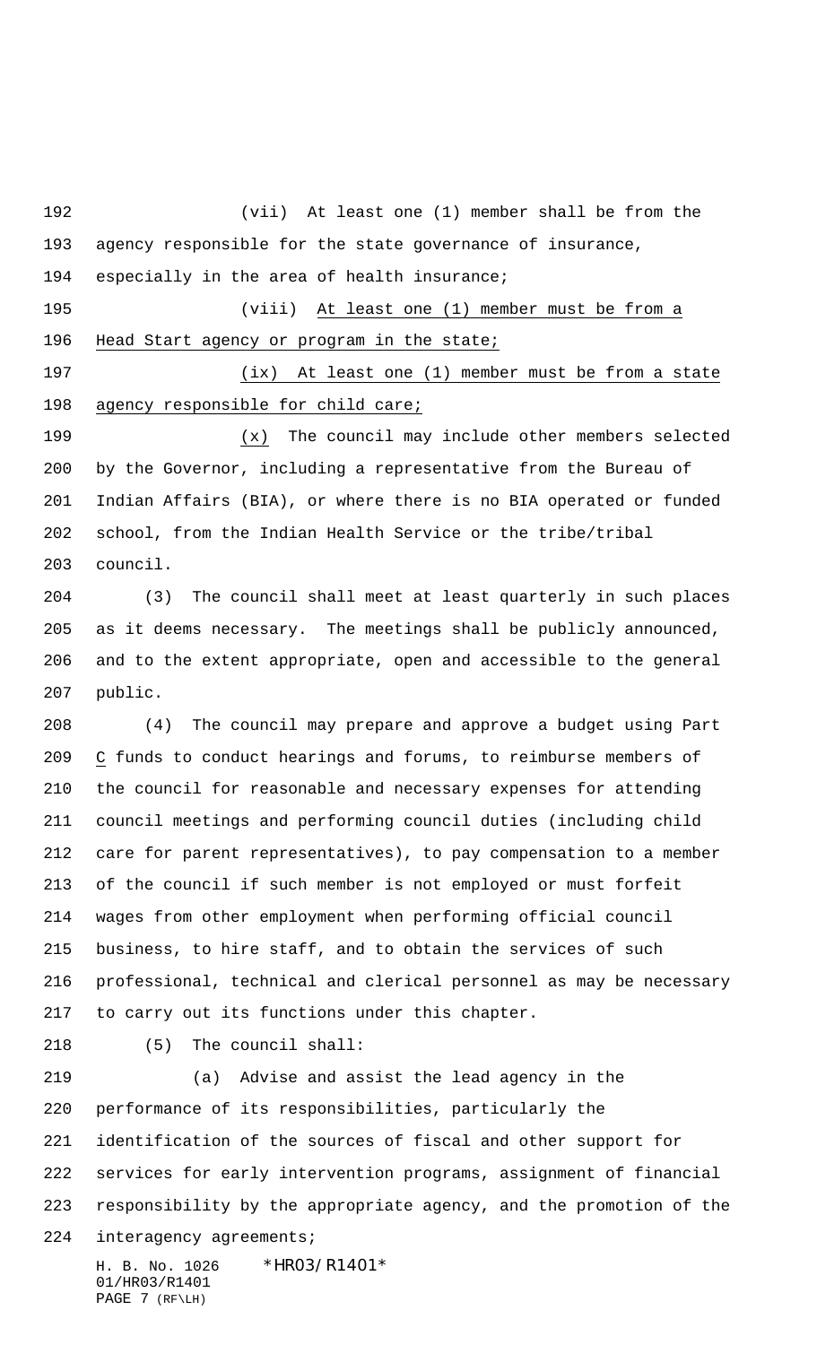(vii) At least one (1) member shall be from the agency responsible for the state governance of insurance, especially in the area of health insurance;

(viii) At least one (1) member must be from a Head Start agency or program in the state;

(ix) At least one (1) member must be from a state agency responsible for child care;

(x) The council may include other members selected by the Governor, including a representative from the Bureau of Indian Affairs (BIA), or where there is no BIA operated or funded school, from the Indian Health Service or the tribe/tribal council.

(3) The council shall meet at least quarterly in such places as it deems necessary. The meetings shall be publicly announced, and to the extent appropriate, open and accessible to the general public.

(4) The council may prepare and approve a budget using Part C funds to conduct hearings and forums, to reimburse members of the council for reasonable and necessary expenses for attending council meetings and performing council duties (including child care for parent representatives), to pay compensation to a member of the council if such member is not employed or must forfeit wages from other employment when performing official council business, to hire staff, and to obtain the services of such professional, technical and clerical personnel as may be necessary to carry out its functions under this chapter.

(5) The council shall:

(a) Advise and assist the lead agency in the performance of its responsibilities, particularly the identification of the sources of fiscal and other support for services for early intervention programs, assignment of financial responsibility by the appropriate agency, and the promotion of the interagency agreements;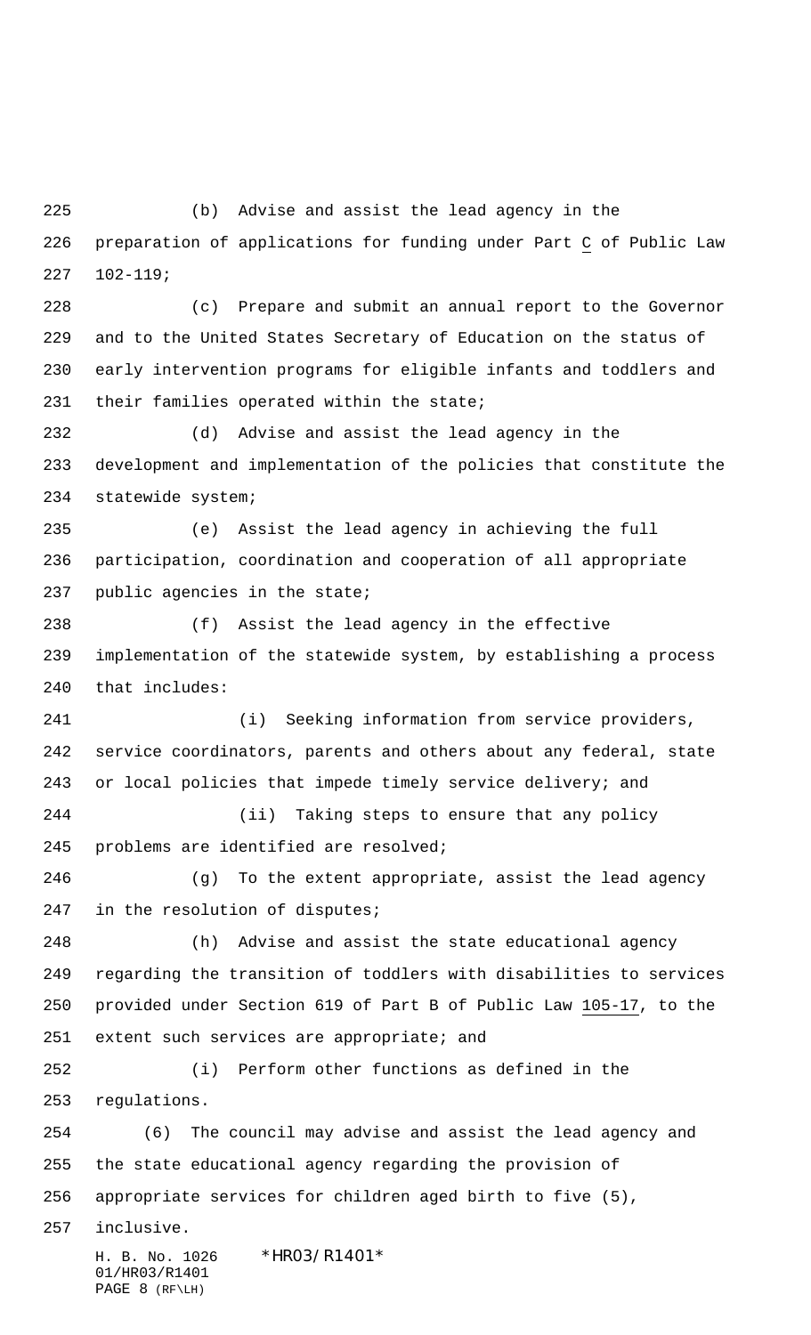(b) Advise and assist the lead agency in the preparation of applications for funding under Part C of Public Law 102-119;

(c) Prepare and submit an annual report to the Governor and to the United States Secretary of Education on the status of early intervention programs for eligible infants and toddlers and their families operated within the state;

(d) Advise and assist the lead agency in the development and implementation of the policies that constitute the statewide system;

(e) Assist the lead agency in achieving the full participation, coordination and cooperation of all appropriate public agencies in the state;

(f) Assist the lead agency in the effective implementation of the statewide system, by establishing a process that includes:

(i) Seeking information from service providers, service coordinators, parents and others about any federal, state or local policies that impede timely service delivery; and

(ii) Taking steps to ensure that any policy problems are identified are resolved;

(g) To the extent appropriate, assist the lead agency in the resolution of disputes;

(h) Advise and assist the state educational agency regarding the transition of toddlers with disabilities to services provided under Section 619 of Part B of Public Law 105-17, to the extent such services are appropriate; and

(i) Perform other functions as defined in the regulations.

(6) The council may advise and assist the lead agency and the state educational agency regarding the provision of appropriate services for children aged birth to five (5), inclusive.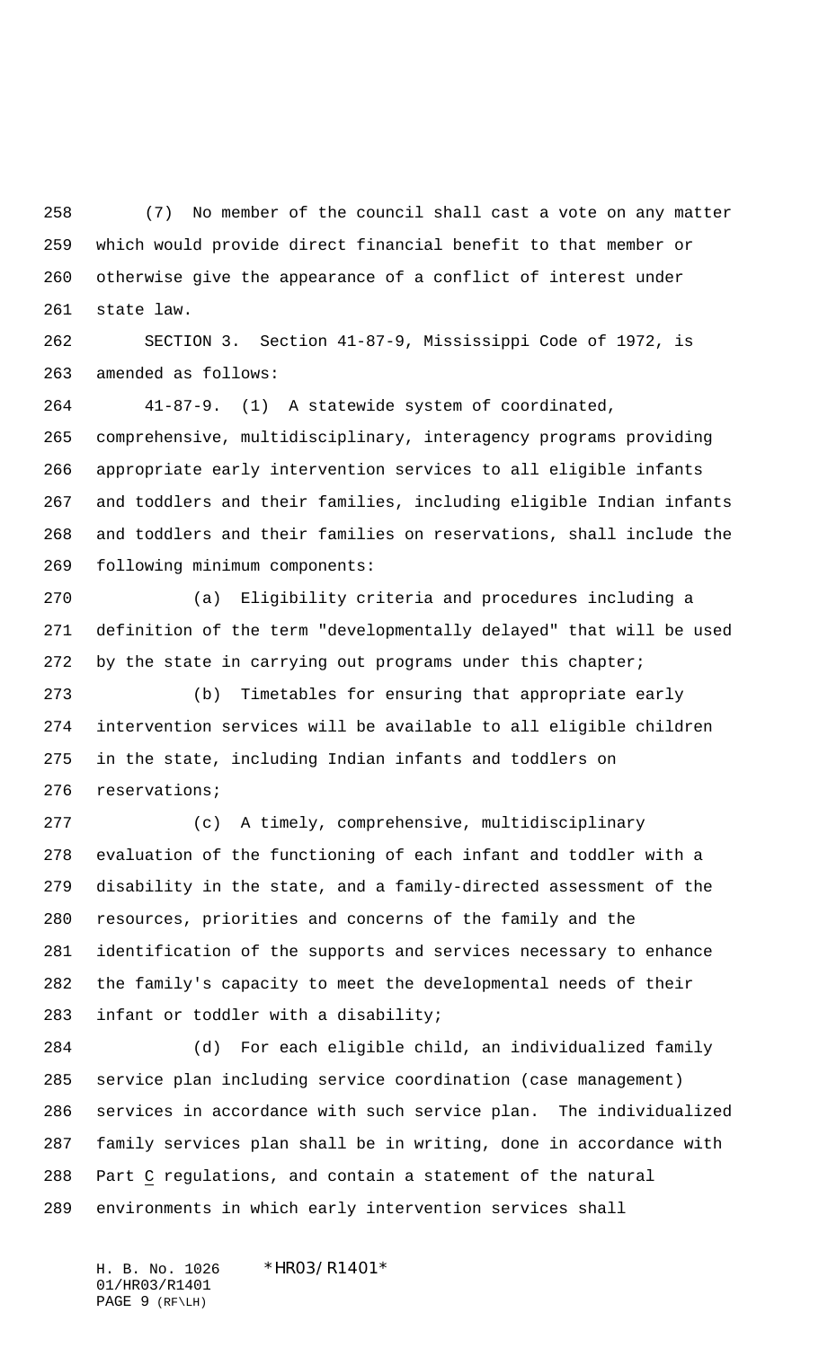(7) No member of the council shall cast a vote on any matter which would provide direct financial benefit to that member or otherwise give the appearance of a conflict of interest under state law.

SECTION 3. Section 41-87-9, Mississippi Code of 1972, is amended as follows:

41-87-9. (1) A statewide system of coordinated, comprehensive, multidisciplinary, interagency programs providing appropriate early intervention services to all eligible infants and toddlers and their families, including eligible Indian infants and toddlers and their families on reservations, shall include the following minimum components:

(a) Eligibility criteria and procedures including a definition of the term "developmentally delayed" that will be used by the state in carrying out programs under this chapter;

(b) Timetables for ensuring that appropriate early intervention services will be available to all eligible children in the state, including Indian infants and toddlers on reservations;

(c) A timely, comprehensive, multidisciplinary evaluation of the functioning of each infant and toddler with a disability in the state, and a family-directed assessment of the resources, priorities and concerns of the family and the identification of the supports and services necessary to enhance the family's capacity to meet the developmental needs of their infant or toddler with a disability;

(d) For each eligible child, an individualized family service plan including service coordination (case management) services in accordance with such service plan. The individualized family services plan shall be in writing, done in accordance with Part C regulations, and contain a statement of the natural environments in which early intervention services shall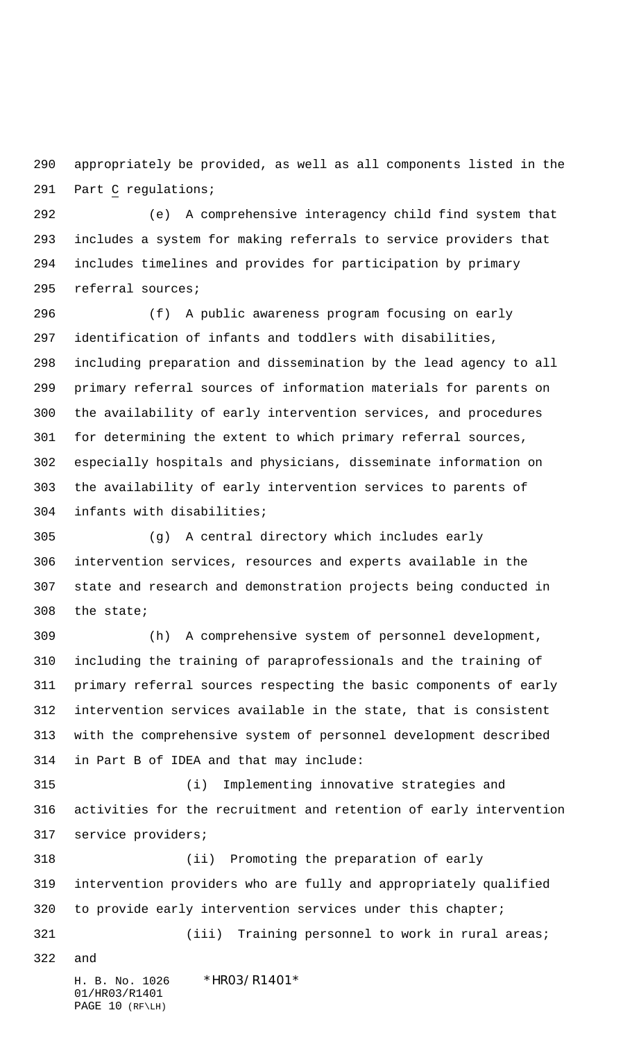appropriately be provided, as well as all components listed in the Part C regulations;

(e) A comprehensive interagency child find system that includes a system for making referrals to service providers that includes timelines and provides for participation by primary referral sources;

(f) A public awareness program focusing on early identification of infants and toddlers with disabilities, including preparation and dissemination by the lead agency to all primary referral sources of information materials for parents on the availability of early intervention services, and procedures for determining the extent to which primary referral sources, especially hospitals and physicians, disseminate information on the availability of early intervention services to parents of infants with disabilities;

(g) A central directory which includes early intervention services, resources and experts available in the state and research and demonstration projects being conducted in the state;

(h) A comprehensive system of personnel development, including the training of paraprofessionals and the training of primary referral sources respecting the basic components of early intervention services available in the state, that is consistent with the comprehensive system of personnel development described in Part B of IDEA and that may include:

(i) Implementing innovative strategies and activities for the recruitment and retention of early intervention service providers;

(ii) Promoting the preparation of early intervention providers who are fully and appropriately qualified to provide early intervention services under this chapter;

(iii) Training personnel to work in rural areas; and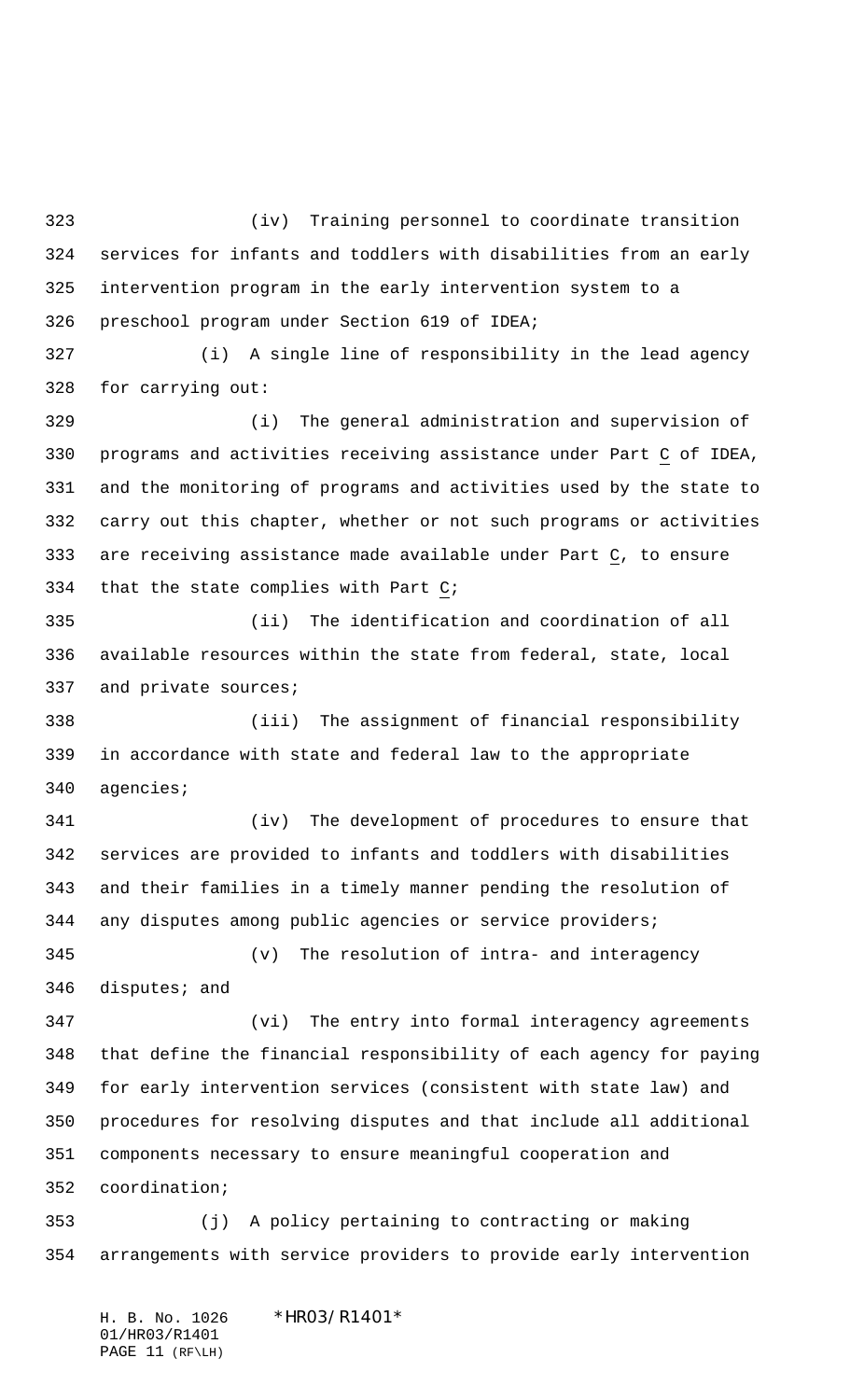(iv) Training personnel to coordinate transition services for infants and toddlers with disabilities from an early intervention program in the early intervention system to a preschool program under Section 619 of IDEA;

(i) A single line of responsibility in the lead agency for carrying out:

(i) The general administration and supervision of programs and activities receiving assistance under Part C of IDEA, and the monitoring of programs and activities used by the state to carry out this chapter, whether or not such programs or activities are receiving assistance made available under Part C, to ensure that the state complies with Part C;

(ii) The identification and coordination of all available resources within the state from federal, state, local and private sources;

(iii) The assignment of financial responsibility in accordance with state and federal law to the appropriate agencies;

(iv) The development of procedures to ensure that services are provided to infants and toddlers with disabilities and their families in a timely manner pending the resolution of any disputes among public agencies or service providers;

(v) The resolution of intra- and interagency disputes; and

(vi) The entry into formal interagency agreements that define the financial responsibility of each agency for paying for early intervention services (consistent with state law) and procedures for resolving disputes and that include all additional components necessary to ensure meaningful cooperation and coordination;

(j) A policy pertaining to contracting or making arrangements with service providers to provide early intervention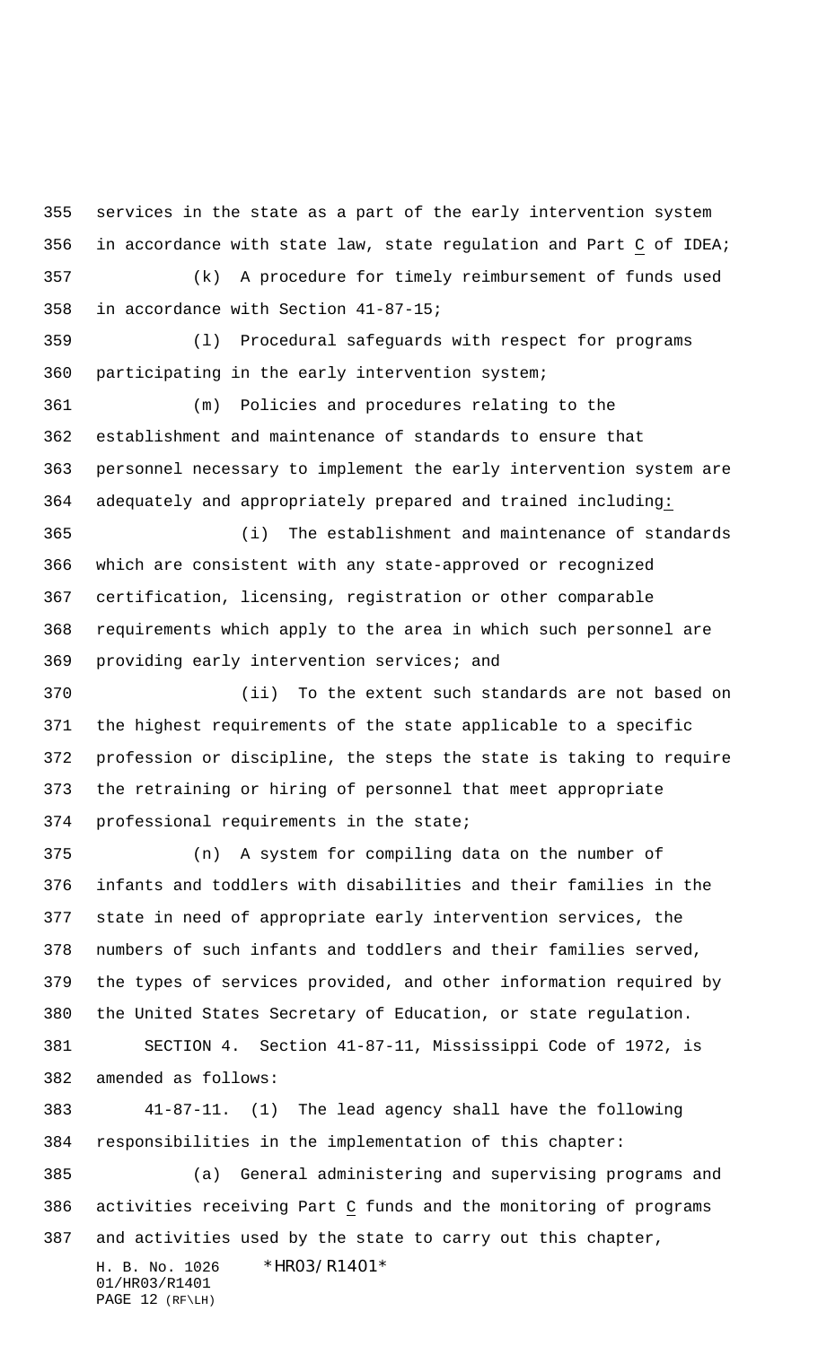services in the state as a part of the early intervention system in accordance with state law, state regulation and Part C of IDEA;

(k) A procedure for timely reimbursement of funds used in accordance with Section 41-87-15;

(l) Procedural safeguards with respect for programs participating in the early intervention system;

(m) Policies and procedures relating to the establishment and maintenance of standards to ensure that personnel necessary to implement the early intervention system are adequately and appropriately prepared and trained including:

(i) The establishment and maintenance of standards which are consistent with any state-approved or recognized certification, licensing, registration or other comparable requirements which apply to the area in which such personnel are providing early intervention services; and

(ii) To the extent such standards are not based on the highest requirements of the state applicable to a specific profession or discipline, the steps the state is taking to require the retraining or hiring of personnel that meet appropriate professional requirements in the state;

(n) A system for compiling data on the number of infants and toddlers with disabilities and their families in the state in need of appropriate early intervention services, the numbers of such infants and toddlers and their families served, the types of services provided, and other information required by the United States Secretary of Education, or state regulation.

SECTION 4. Section 41-87-11, Mississippi Code of 1972, is amended as follows:

41-87-11. (1) The lead agency shall have the following responsibilities in the implementation of this chapter:

(a) General administering and supervising programs and activities receiving Part C funds and the monitoring of programs and activities used by the state to carry out this chapter,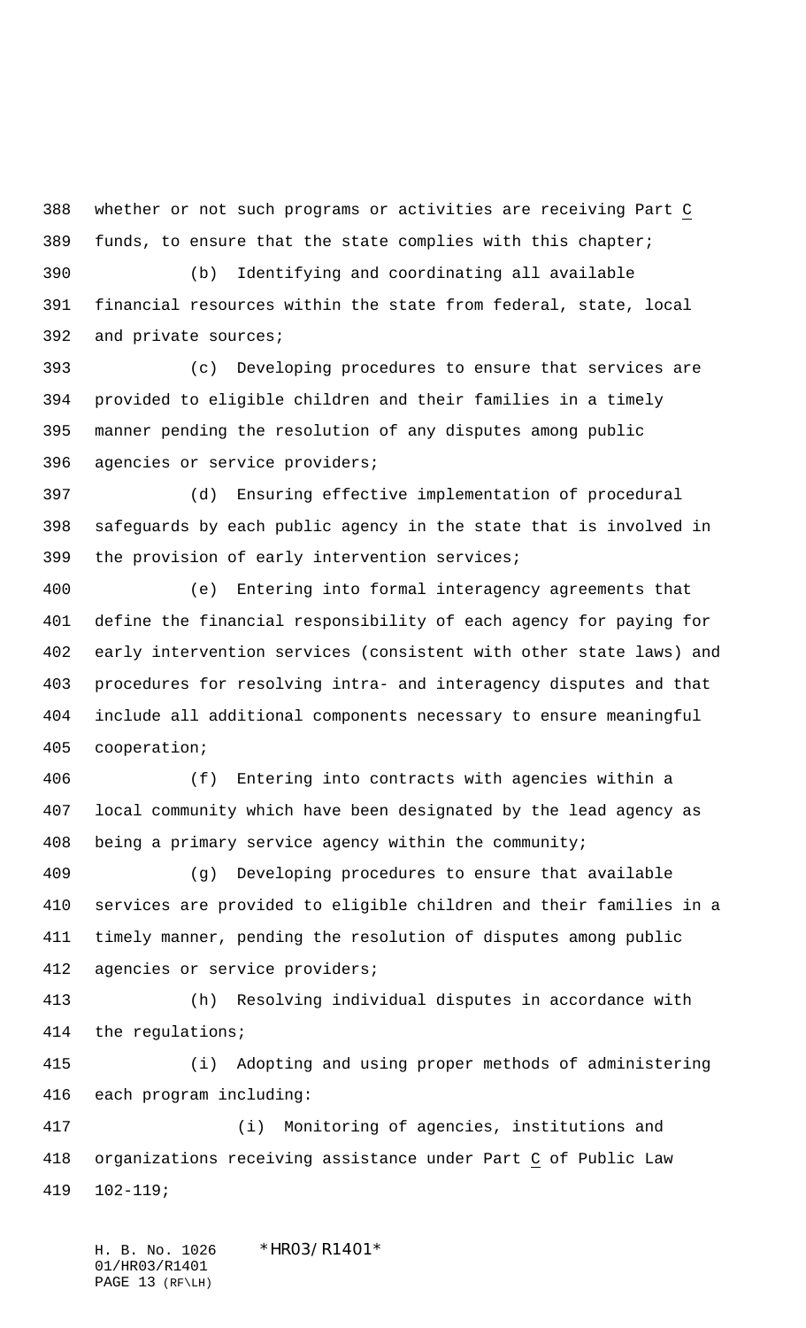whether or not such programs or activities are receiving Part C funds, to ensure that the state complies with this chapter;

(b) Identifying and coordinating all available financial resources within the state from federal, state, local and private sources;

(c) Developing procedures to ensure that services are provided to eligible children and their families in a timely manner pending the resolution of any disputes among public agencies or service providers;

(d) Ensuring effective implementation of procedural safeguards by each public agency in the state that is involved in the provision of early intervention services;

(e) Entering into formal interagency agreements that define the financial responsibility of each agency for paying for early intervention services (consistent with other state laws) and procedures for resolving intra- and interagency disputes and that include all additional components necessary to ensure meaningful cooperation;

(f) Entering into contracts with agencies within a local community which have been designated by the lead agency as being a primary service agency within the community;

(g) Developing procedures to ensure that available services are provided to eligible children and their families in a timely manner, pending the resolution of disputes among public agencies or service providers;

(h) Resolving individual disputes in accordance with the regulations;

(i) Adopting and using proper methods of administering each program including:

(i) Monitoring of agencies, institutions and organizations receiving assistance under Part C of Public Law 102-119;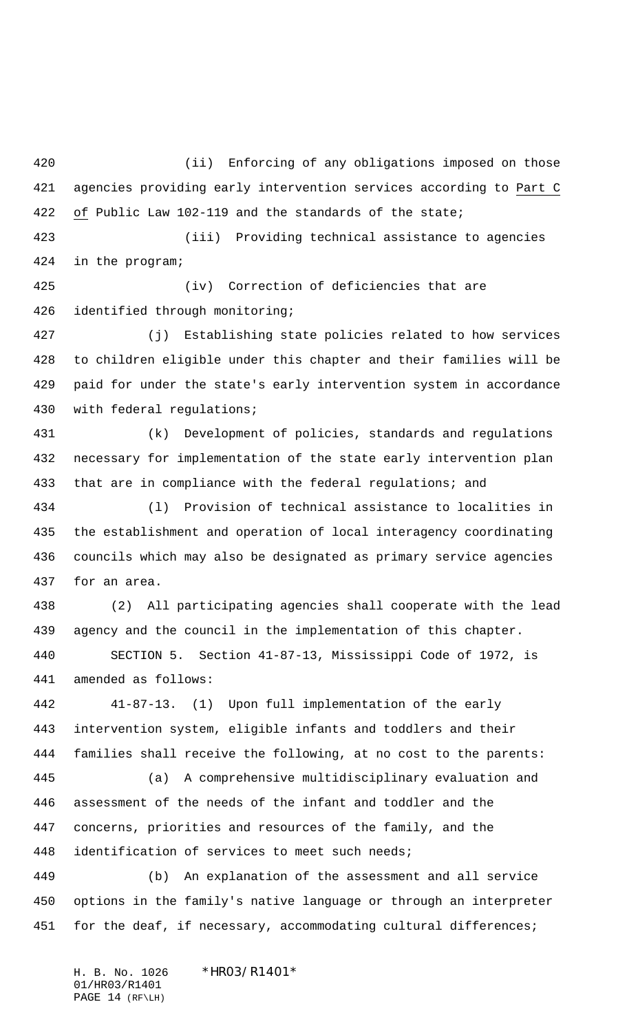(ii) Enforcing of any obligations imposed on those agencies providing early intervention services according to Part C of Public Law 102-119 and the standards of the state;

(iii) Providing technical assistance to agencies in the program;

(iv) Correction of deficiencies that are identified through monitoring;

(j) Establishing state policies related to how services to children eligible under this chapter and their families will be paid for under the state's early intervention system in accordance with federal regulations;

(k) Development of policies, standards and regulations necessary for implementation of the state early intervention plan that are in compliance with the federal regulations; and

(l) Provision of technical assistance to localities in the establishment and operation of local interagency coordinating councils which may also be designated as primary service agencies for an area.

(2) All participating agencies shall cooperate with the lead agency and the council in the implementation of this chapter.

SECTION 5. Section 41-87-13, Mississippi Code of 1972, is amended as follows:

41-87-13. (1) Upon full implementation of the early intervention system, eligible infants and toddlers and their families shall receive the following, at no cost to the parents:

(a) A comprehensive multidisciplinary evaluation and assessment of the needs of the infant and toddler and the concerns, priorities and resources of the family, and the identification of services to meet such needs;

(b) An explanation of the assessment and all service options in the family's native language or through an interpreter for the deaf, if necessary, accommodating cultural differences;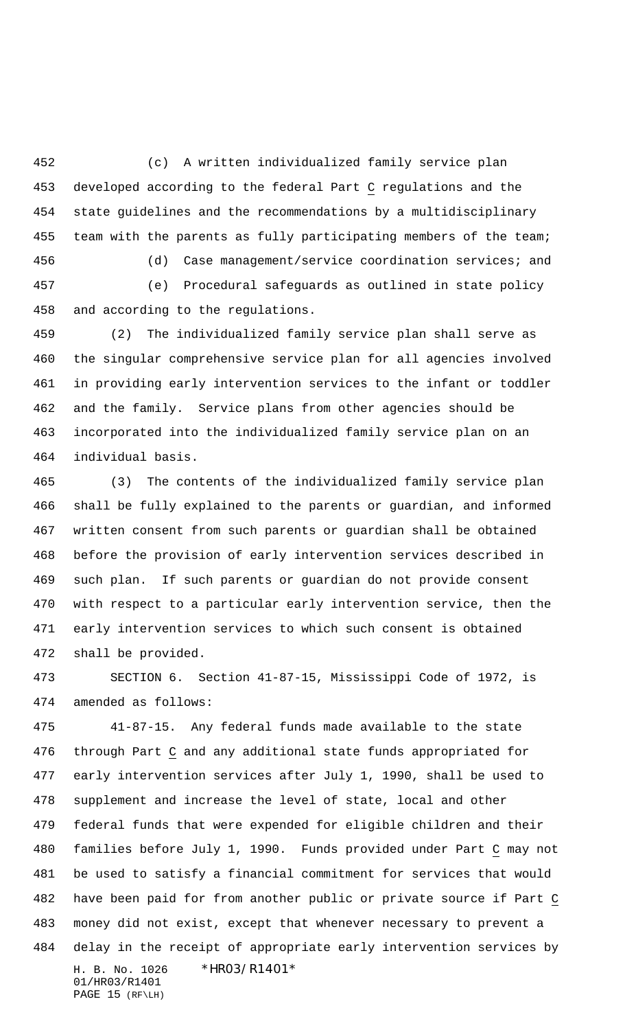(c) A written individualized family service plan developed according to the federal Part C regulations and the state guidelines and the recommendations by a multidisciplinary team with the parents as fully participating members of the team;

(d) Case management/service coordination services; and

(e) Procedural safeguards as outlined in state policy and according to the regulations.

(2) The individualized family service plan shall serve as the singular comprehensive service plan for all agencies involved in providing early intervention services to the infant or toddler and the family. Service plans from other agencies should be incorporated into the individualized family service plan on an individual basis.

(3) The contents of the individualized family service plan shall be fully explained to the parents or guardian, and informed written consent from such parents or guardian shall be obtained before the provision of early intervention services described in such plan. If such parents or guardian do not provide consent with respect to a particular early intervention service, then the early intervention services to which such consent is obtained shall be provided.

SECTION 6. Section 41-87-15, Mississippi Code of 1972, is amended as follows:

41-87-15. Any federal funds made available to the state through Part C and any additional state funds appropriated for early intervention services after July 1, 1990, shall be used to supplement and increase the level of state, local and other federal funds that were expended for eligible children and their families before July 1, 1990. Funds provided under Part C may not be used to satisfy a financial commitment for services that would have been paid for from another public or private source if Part C money did not exist, except that whenever necessary to prevent a delay in the receipt of appropriate early intervention services by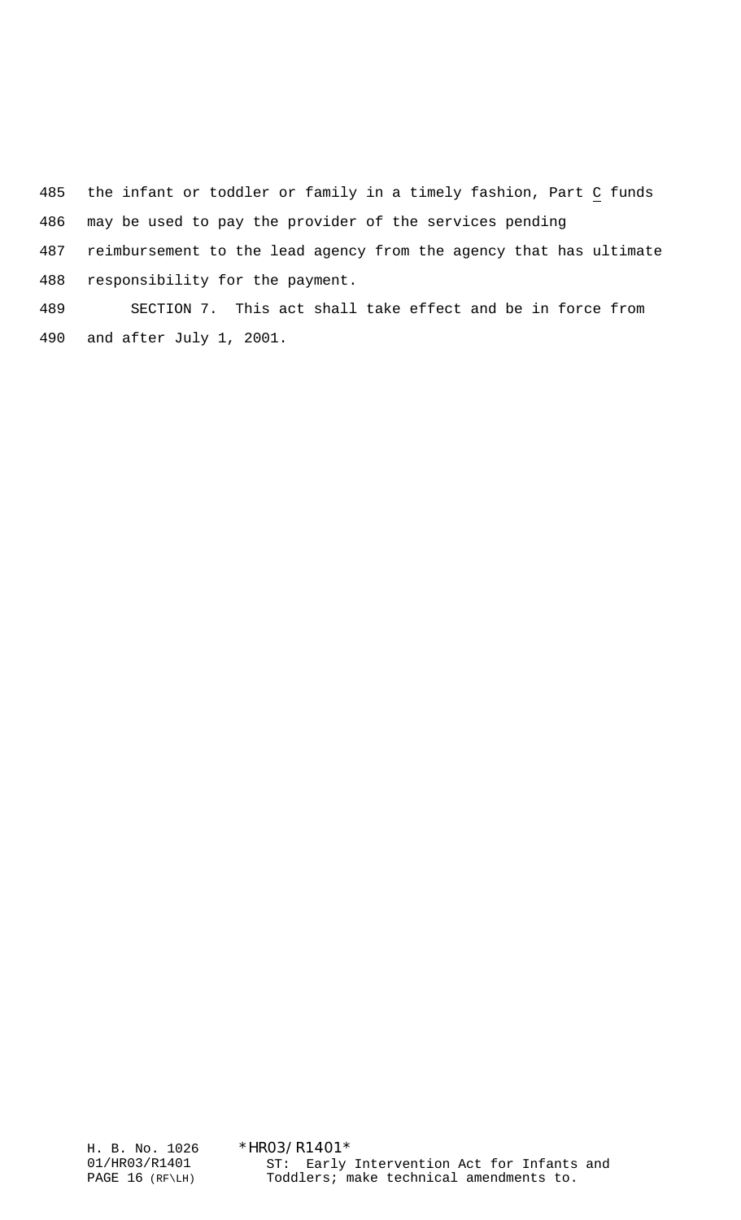485 the infant or toddler or family in a timely fashion, Part C funds
486 may be used to pay the provider of the services pending
487 reimbursement to the lead agency from the agency that has ultimate
488 responsibility for the payment.
489 SECTION 7. This act shall take effect and be in force from
490 and after July 1, 2001.